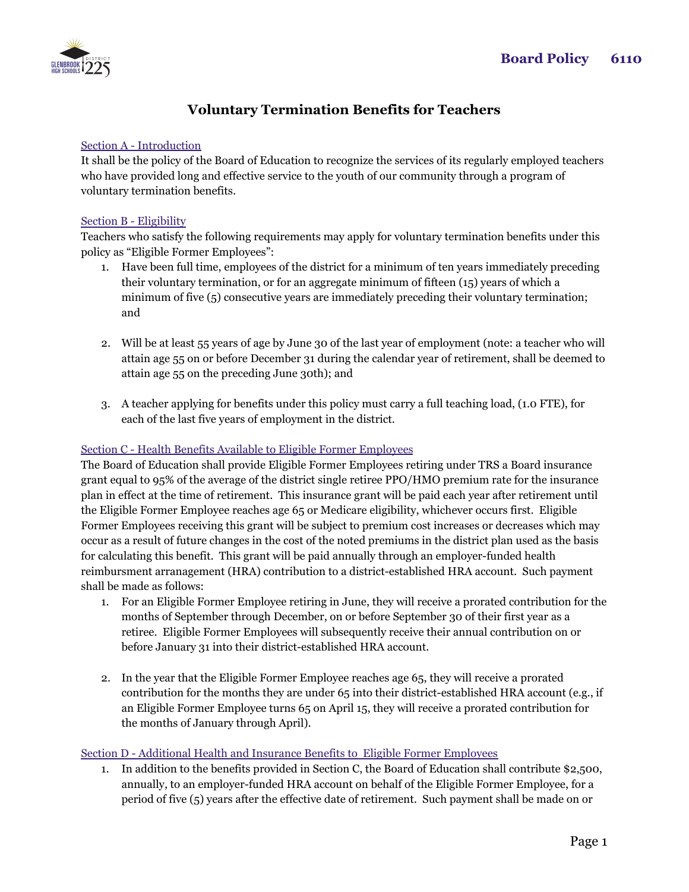Board Policy 6110

# Voluntary Termination Benefits for Teachers

Section A - Introduction

It shall be the policy of the Board of Education to recognize the services of its regularly employed teachers who have provided long and effective service to the youth of our community through a program of voluntary termination benefits.

Section B - Eligibility

Teachers who satisfy the following requirements may apply for voluntary termination benefits under this policy as "Eligible Former Employees":

1. Have been full time, employees of the district for a minimum of ten years immediately preceding their voluntary termination, or for an aggregate minimum of fifteen (15) years of which a minimum of five (5) consecutive years are immediately preceding their voluntary termination; and

2. Will be at least 55 years of age by June 30 of the last year of employment (note: a teacher who will attain age 55 on or before December 31 during the calendar year of retirement, shall be deemed to attain age 55 on the preceding June 30th); and

3. A teacher applying for benefits under this policy must carry a full teaching load, (1.0 FTE), for each of the last five years of employment in the district.

Section C - Health Benefits Available to Eligible Former Employees

The Board of Education shall provide Eligible Former Employees retiring under TRS a Board insurance grant equal to 95% of the average of the district single retiree PPO/HMO premium rate for the insurance plan in effect at the time of retirement. This insurance grant will be paid each year after retirement until the Eligible Former Employee reaches age 65 or Medicare eligibility, whichever occurs first. Eligible Former Employees receiving this grant will be subject to premium cost increases or decreases which may occur as a result of future changes in the cost of the noted premiums in the district plan used as the basis for calculating this benefit. This grant will be paid annually through an employer-funded health reimbursment arranagement (HRA) contribution to a district-established HRA account. Such payment shall be made as follows:

1. For an Eligible Former Employee retiring in June, they will receive a prorated contribution for the months of September through December, on or before September 30 of their first year as a retiree. Eligible Former Employees will subsequently receive their annual contribution on or before January 31 into their district-established HRA account.

2. In the year that the Eligible Former Employee reaches age 65, they will receive a prorated contribution for the months they are under 65 into their district-established HRA account (e.g., if an Eligible Former Employee turns 65 on April 15, they will receive a prorated contribution for the months of January through April).

Section D - Additional Health and Insurance Benefits to Eligible Former Employees

1. In addition to the benefits provided in Section C, the Board of Education shall contribute $2,500, annually, to an employer-funded HRA account on behalf of the Eligible Former Employee, for a period of five (5) years after the effective date of retirement. Such payment shall be made on or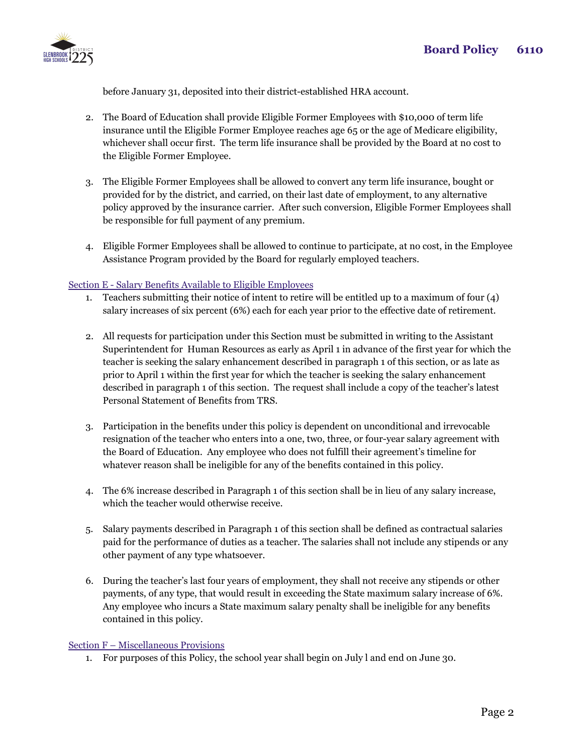before January 31, deposited into their district-established HRA account.

2. The Board of Education shall provide Eligible Former Employees with $10,000 of term life insurance until the Eligible Former Employee reaches age 65 or the age of Medicare eligibility, whichever shall occur first. The term life insurance shall be provided by the Board at no cost to the Eligible Former Employee.

3. The Eligible Former Employees shall be allowed to convert any term life insurance, bought or provided for by the district, and carried, on their last date of employment, to any alternative policy approved by the insurance carrier. After such conversion, Eligible Former Employees shall be responsible for full payment of any premium.

4. Eligible Former Employees shall be allowed to continue to participate, at no cost, in the Employee Assistance Program provided by the Board for regularly employed teachers.

Section E - Salary Benefits Available to Eligible Employees

1. Teachers submitting their notice of intent to retire will be entitled up to a maximum of four (4) salary increases of six percent (6%) each for each year prior to the effective date of retirement.

2. All requests for participation under this Section must be submitted in writing to the Assistant Superintendent for Human Resources as early as April 1 in advance of the first year for which the teacher is seeking the salary enhancement described in paragraph 1 of this section, or as late as prior to April 1 within the first year for which the teacher is seeking the salary enhancement described in paragraph 1 of this section. The request shall include a copy of the teacher's latest Personal Statement of Benefits from TRS.

3. Participation in the benefits under this policy is dependent on unconditional and irrevocable resignation of the teacher who enters into a one, two, three, or four-year salary agreement with the Board of Education. Any employee who does not fulfill their agreement's timeline for whatever reason shall be ineligible for any of the benefits contained in this policy.

4. The 6% increase described in Paragraph 1 of this section shall be in lieu of any salary increase, which the teacher would otherwise receive.

5. Salary payments described in Paragraph 1 of this section shall be defined as contractual salaries paid for the performance of duties as a teacher. The salaries shall not include any stipends or any other payment of any type whatsoever.

6. During the teacher's last four years of employment, they shall not receive any stipends or other payments, of any type, that would result in exceeding the State maximum salary increase of 6%. Any employee who incurs a State maximum salary penalty shall be ineligible for any benefits contained in this policy.

Section F – Miscellaneous Provisions

1. For purposes of this Policy, the school year shall begin on July l and end on June 30.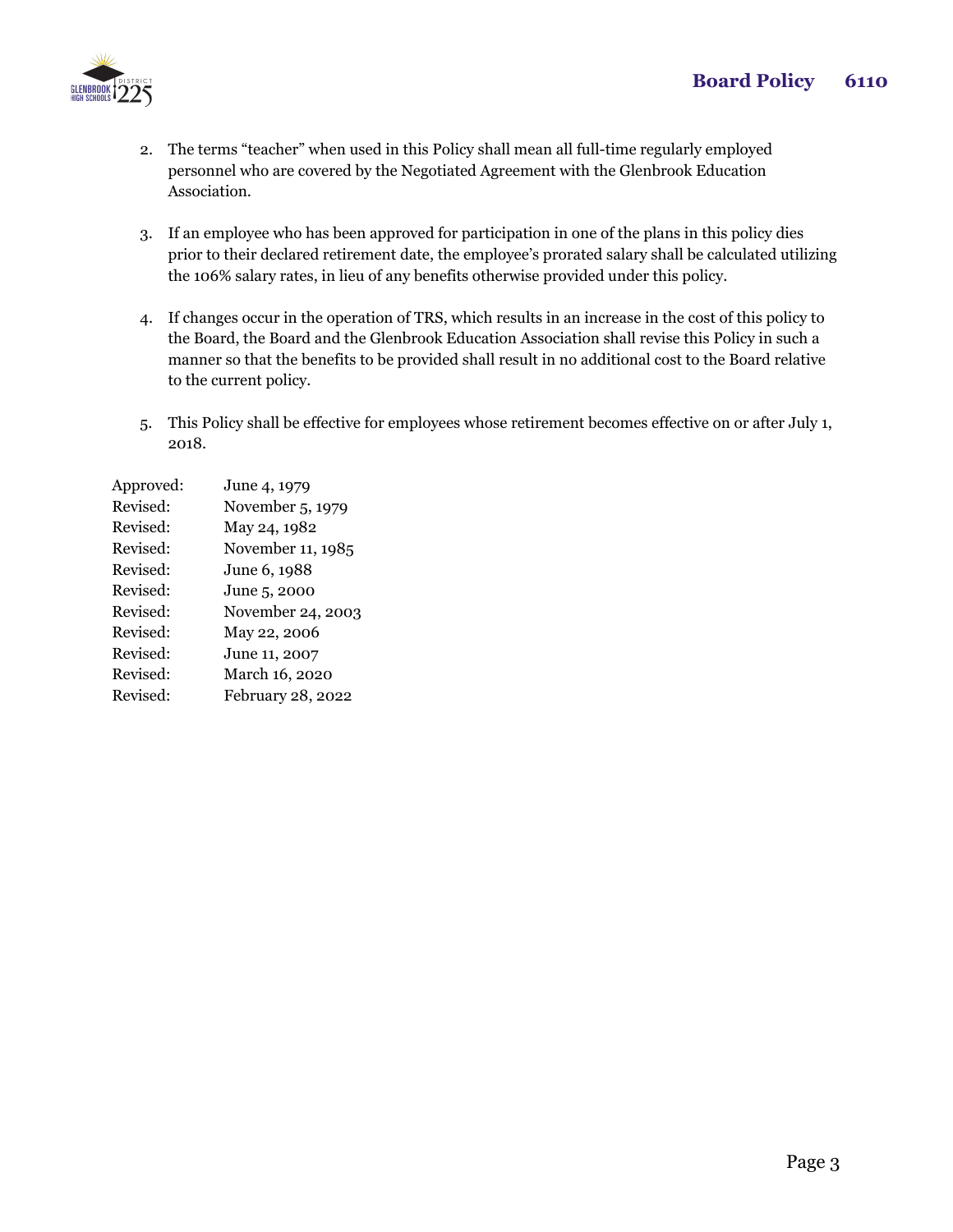2. The terms “teacher” when used in this Policy shall mean all full-time regularly employed personnel who are covered by the Negotiated Agreement with the Glenbrook Education Association.

3. If an employee who has been approved for participation in one of the plans in this policy dies prior to their declared retirement date, the employee’s prorated salary shall be calculated utilizing the 106% salary rates, in lieu of any benefits otherwise provided under this policy.

4. If changes occur in the operation of TRS, which results in an increase in the cost of this policy to the Board, the Board and the Glenbrook Education Association shall revise this Policy in such a manner so that the benefits to be provided shall result in no additional cost to the Board relative to the current policy.

5. This Policy shall be effective for employees whose retirement becomes effective on or after July 1, 2018.

| | |
|---|---|
| Approved: | June 4, 1979 |
| Revised: | November 5, 1979 |
| Revised: | May 24, 1982 |
| Revised: | November 11, 1985 |
| Revised: | June 6, 1988 |
| Revised: | June 5, 2000 |
| Revised: | November 24, 2003 |
| Revised: | May 22, 2006 |
| Revised: | June 11, 2007 |
| Revised: | March 16, 2020 |
| Revised: | February 28, 2022 |